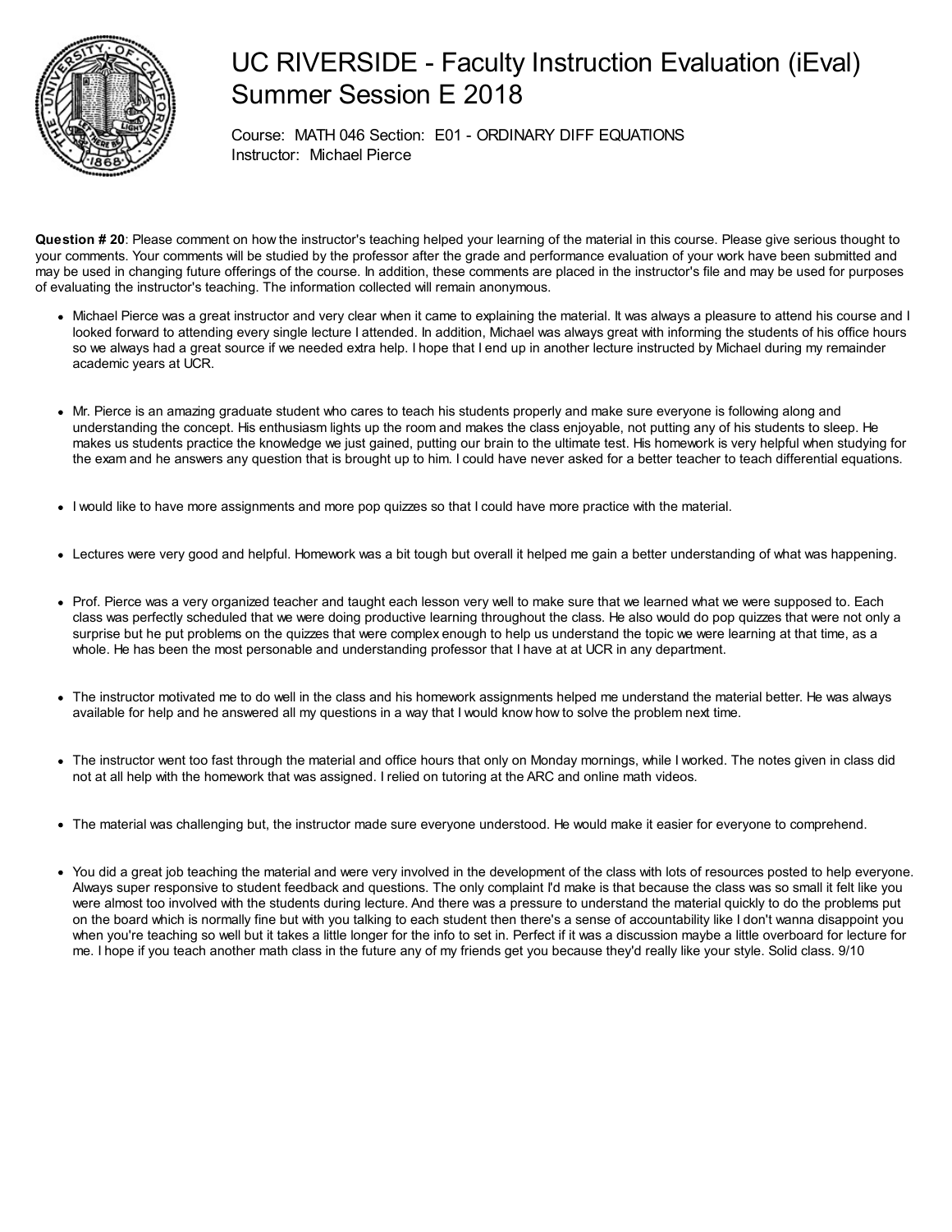# UC RIVERSIDE - Faculty Instruction Evaluation (iEval) Summer Session E 2018

Course: MATH 046 Section: E01 - ORDINARY DIFF EQUATIONS
Instructor: Michael Pierce

**Question # 20**: Please comment on how the instructor's teaching helped your learning of the material in this course. Please give serious thought to your comments. Your comments will be studied by the professor after the grade and performance evaluation of your work have been submitted and may be used in changing future offerings of the course. In addition, these comments are placed in the instructor's file and may be used for purposes of evaluating the instructor's teaching. The information collected will remain anonymous.

- Michael Pierce was a great instructor and very clear when it came to explaining the material. It was always a pleasure to attend his course and I looked forward to attending every single lecture I attended. In addition, Michael was always great with informing the students of his office hours so we always had a great source if we needed extra help. I hope that I end up in another lecture instructed by Michael during my remainder academic years at UCR.

- Mr. Pierce is an amazing graduate student who cares to teach his students properly and make sure everyone is following along and understanding the concept. His enthusiasm lights up the room and makes the class enjoyable, not putting any of his students to sleep. He makes us students practice the knowledge we just gained, putting our brain to the ultimate test. His homework is very helpful when studying for the exam and he answers any question that is brought up to him. I could have never asked for a better teacher to teach differential equations.

- I would like to have more assignments and more pop quizzes so that I could have more practice with the material.

- Lectures were very good and helpful. Homework was a bit tough but overall it helped me gain a better understanding of what was happening.

- Prof. Pierce was a very organized teacher and taught each lesson very well to make sure that we learned what we were supposed to. Each class was perfectly scheduled that we were doing productive learning throughout the class. He also would do pop quizzes that were not only a surprise but he put problems on the quizzes that were complex enough to help us understand the topic we were learning at that time, as a whole. He has been the most personable and understanding professor that I have at at UCR in any department.

- The instructor motivated me to do well in the class and his homework assignments helped me understand the material better. He was always available for help and he answered all my questions in a way that I would know how to solve the problem next time.

- The instructor went too fast through the material and office hours that only on Monday mornings, while I worked. The notes given in class did not at all help with the homework that was assigned. I relied on tutoring at the ARC and online math videos.

- The material was challenging but, the instructor made sure everyone understood. He would make it easier for everyone to comprehend.

- You did a great job teaching the material and were very involved in the development of the class with lots of resources posted to help everyone. Always super responsive to student feedback and questions. The only complaint I'd make is that because the class was so small it felt like you were almost too involved with the students during lecture. And there was a pressure to understand the material quickly to do the problems put on the board which is normally fine but with you talking to each student then there's a sense of accountability like I don't wanna disappoint you when you're teaching so well but it takes a little longer for the info to set in. Perfect if it was a discussion maybe a little overboard for lecture for me. I hope if you teach another math class in the future any of my friends get you because they'd really like your style. Solid class. 9/10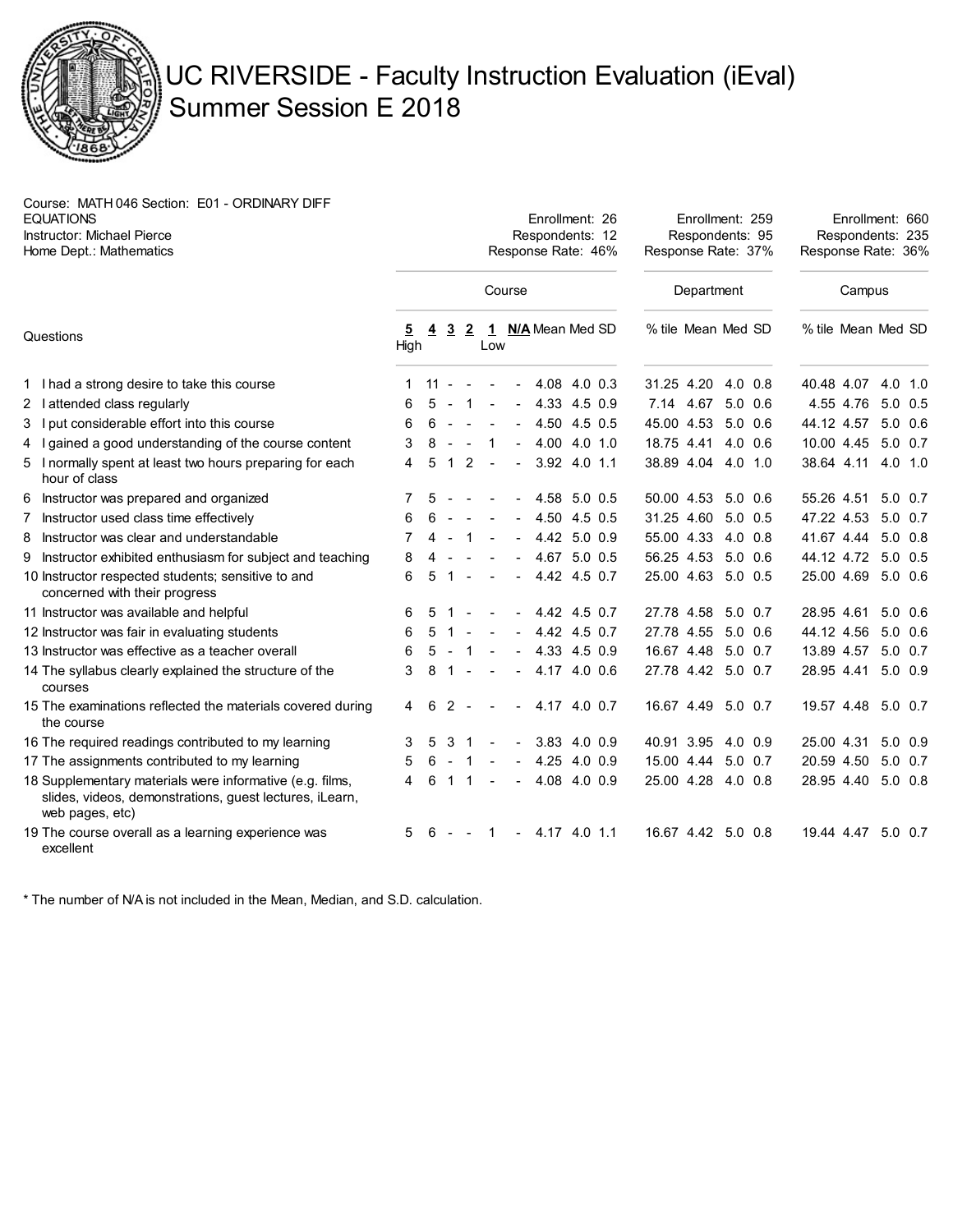# UC RIVERSIDE - Faculty Instruction Evaluation (iEval)
# Summer Session E 2018

Course: MATH 046 Section: E01 - ORDINARY DIFF EQUATIONS
Instructor: Michael Pierce
Home Dept.: Mathematics

| | Course | Department | Campus |
|---|---|---|---|
| Enrollment | 26 | 259 | 660 |
| Respondents | 12 | 95 | 235 |
| Response Rate | 46% | 37% | 36% |

| Questions | 5 High | 4 | 3 | 2 | 1 Low | N/A | Course Mean | Course Med | Course SD | Dept. % tile | Dept. Mean | Dept. Med | Dept. SD | Campus % tile | Campus Mean | Campus Med | Campus SD |
|---|---|---|---|---|---|---|---|---|---|---|---|---|---|---|---|---|---|
| 1 I had a strong desire to take this course | 1 | 11 | - | - | - | - | 4.08 | 4.0 | 0.3 | 31.25 | 4.20 | 4.0 | 0.8 | 40.48 | 4.07 | 4.0 | 1.0 |
| 2 I attended class regularly | 6 | 5 | - | 1 | - | - | 4.33 | 4.5 | 0.9 | 7.14 | 4.67 | 5.0 | 0.6 | 4.55 | 4.76 | 5.0 | 0.5 |
| 3 I put considerable effort into this course | 6 | 6 | - | - | - | - | 4.50 | 4.5 | 0.5 | 45.00 | 4.53 | 5.0 | 0.6 | 44.12 | 4.57 | 5.0 | 0.6 |
| 4 I gained a good understanding of the course content | 3 | 8 | - | - | 1 | - | 4.00 | 4.0 | 1.0 | 18.75 | 4.41 | 4.0 | 0.6 | 10.00 | 4.45 | 5.0 | 0.7 |
| 5 I normally spent at least two hours preparing for each hour of class | 4 | 5 | 1 | 2 | - | - | 3.92 | 4.0 | 1.1 | 38.89 | 4.04 | 4.0 | 1.0 | 38.64 | 4.11 | 4.0 | 1.0 |
| 6 Instructor was prepared and organized | 7 | 5 | - | - | - | - | 4.58 | 5.0 | 0.5 | 50.00 | 4.53 | 5.0 | 0.6 | 55.26 | 4.51 | 5.0 | 0.7 |
| 7 Instructor used class time effectively | 6 | 6 | - | - | - | - | 4.50 | 4.5 | 0.5 | 31.25 | 4.60 | 5.0 | 0.5 | 47.22 | 4.53 | 5.0 | 0.7 |
| 8 Instructor was clear and understandable | 7 | 4 | - | 1 | - | - | 4.42 | 5.0 | 0.9 | 55.00 | 4.33 | 4.0 | 0.8 | 41.67 | 4.44 | 5.0 | 0.8 |
| 9 Instructor exhibited enthusiasm for subject and teaching | 8 | 4 | - | - | - | - | 4.67 | 5.0 | 0.5 | 56.25 | 4.53 | 5.0 | 0.6 | 44.12 | 4.72 | 5.0 | 0.5 |
| 10 Instructor respected students; sensitive to and concerned with their progress | 6 | 5 | 1 | - | - | - | 4.42 | 4.5 | 0.7 | 25.00 | 4.63 | 5.0 | 0.5 | 25.00 | 4.69 | 5.0 | 0.6 |
| 11 Instructor was available and helpful | 6 | 5 | 1 | - | - | - | 4.42 | 4.5 | 0.7 | 27.78 | 4.58 | 5.0 | 0.7 | 28.95 | 4.61 | 5.0 | 0.6 |
| 12 Instructor was fair in evaluating students | 6 | 5 | 1 | - | - | - | 4.42 | 4.5 | 0.7 | 27.78 | 4.55 | 5.0 | 0.6 | 44.12 | 4.56 | 5.0 | 0.6 |
| 13 Instructor was effective as a teacher overall | 6 | 5 | - | 1 | - | - | 4.33 | 4.5 | 0.9 | 16.67 | 4.48 | 5.0 | 0.7 | 13.89 | 4.57 | 5.0 | 0.7 |
| 14 The syllabus clearly explained the structure of the courses | 3 | 8 | 1 | - | - | - | 4.17 | 4.0 | 0.6 | 27.78 | 4.42 | 5.0 | 0.7 | 28.95 | 4.41 | 5.0 | 0.9 |
| 15 The examinations reflected the materials covered during the course | 4 | 6 | 2 | - | - | - | 4.17 | 4.0 | 0.7 | 16.67 | 4.49 | 5.0 | 0.7 | 19.57 | 4.48 | 5.0 | 0.7 |
| 16 The required readings contributed to my learning | 3 | 5 | 3 | 1 | - | - | 3.83 | 4.0 | 0.9 | 40.91 | 3.95 | 4.0 | 0.9 | 25.00 | 4.31 | 5.0 | 0.9 |
| 17 The assignments contributed to my learning | 5 | 6 | - | 1 | - | - | 4.25 | 4.0 | 0.9 | 15.00 | 4.44 | 5.0 | 0.7 | 20.59 | 4.50 | 5.0 | 0.7 |
| 18 Supplementary materials were informative (e.g. films, slides, videos, demonstrations, guest lectures, iLearn, web pages, etc) | 4 | 6 | 1 | 1 | - | - | 4.08 | 4.0 | 0.9 | 25.00 | 4.28 | 4.0 | 0.8 | 28.95 | 4.40 | 5.0 | 0.8 |
| 19 The course overall as a learning experience was excellent | 5 | 6 | - | - | 1 | - | 4.17 | 4.0 | 1.1 | 16.67 | 4.42 | 5.0 | 0.8 | 19.44 | 4.47 | 5.0 | 0.7 |

* The number of N/A is not included in the Mean, Median, and S.D. calculation.